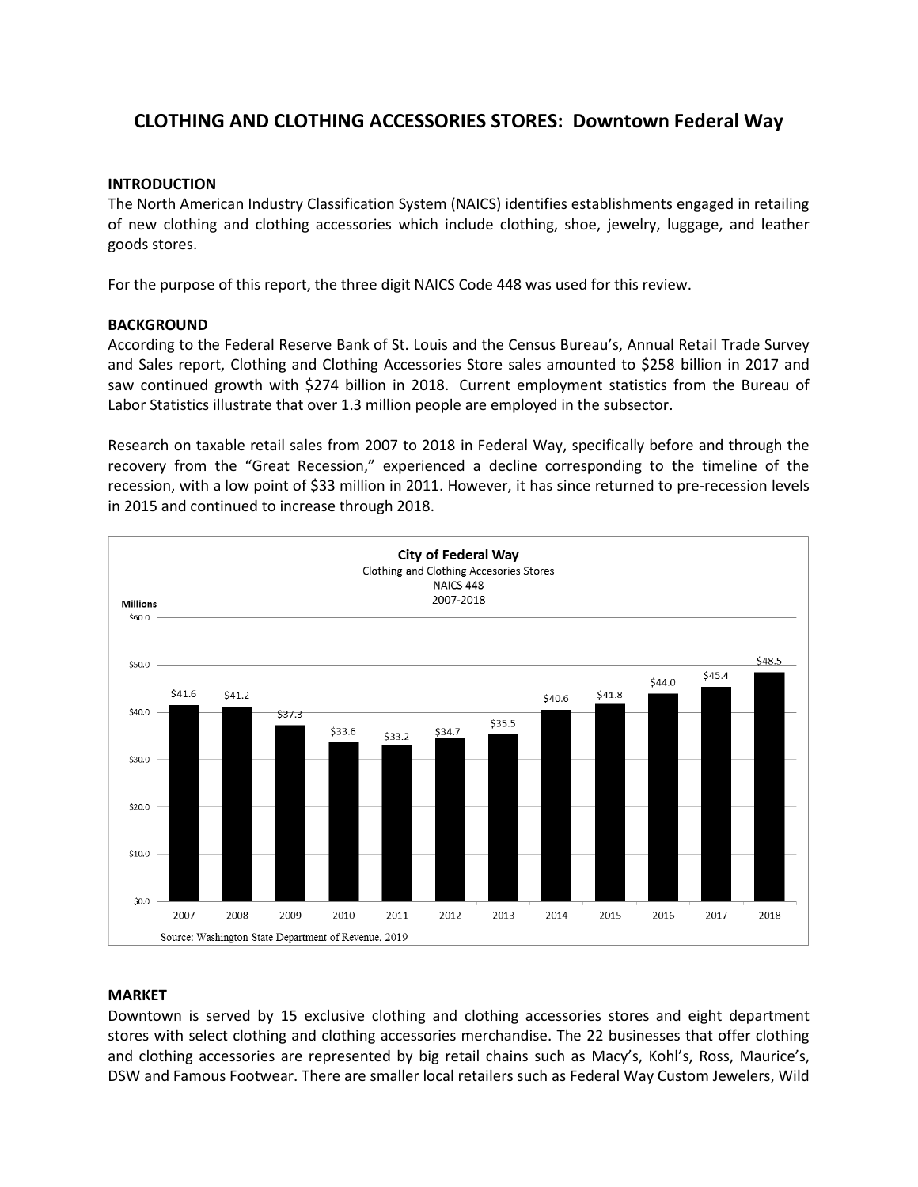# CLOTHING AND CLOTHING ACCESSORIES STORES: Downtown Federal Way

**INTRODUCTION**

The North American Industry Classification System (NAICS) identifies establishments engaged in retailing of new clothing and clothing accessories which include clothing, shoe, jewelry, luggage, and leather goods stores.

For the purpose of this report, the three digit NAICS Code 448 was used for this review.

**BACKGROUND**

According to the Federal Reserve Bank of St. Louis and the Census Bureau's, Annual Retail Trade Survey and Sales report, Clothing and Clothing Accessories Store sales amounted to $258 billion in 2017 and saw continued growth with $274 billion in 2018. Current employment statistics from the Bureau of Labor Statistics illustrate that over 1.3 million people are employed in the subsector.

Research on taxable retail sales from 2007 to 2018 in Federal Way, specifically before and through the recovery from the "Great Recession," experienced a decline corresponding to the timeline of the recession, with a low point of $33 million in 2011. However, it has since returned to pre-recession levels in 2015 and continued to increase through 2018.

**City of Federal Way**
Clothing and Clothing Accesories Stores
NAICS 448
2007-2018

| Year | Millions |
|---|---|
| 2007 | $41.6 |
| 2008 | $41.2 |
| 2009 | $37.3 |
| 2010 | $33.6 |
| 2011 | $33.2 |
| 2012 | $34.7 |
| 2013 | $35.5 |
| 2014 | $40.6 |
| 2015 | $41.8 |
| 2016 | $44.0 |
| 2017 | $45.4 |
| 2018 | $48.5 |

Source: Washington State Department of Revenue, 2019

**MARKET**

Downtown is served by 15 exclusive clothing and clothing accessories stores and eight department stores with select clothing and clothing accessories merchandise. The 22 businesses that offer clothing and clothing accessories are represented by big retail chains such as Macy's, Kohl's, Ross, Maurice's, DSW and Famous Footwear. There are smaller local retailers such as Federal Way Custom Jewelers, Wild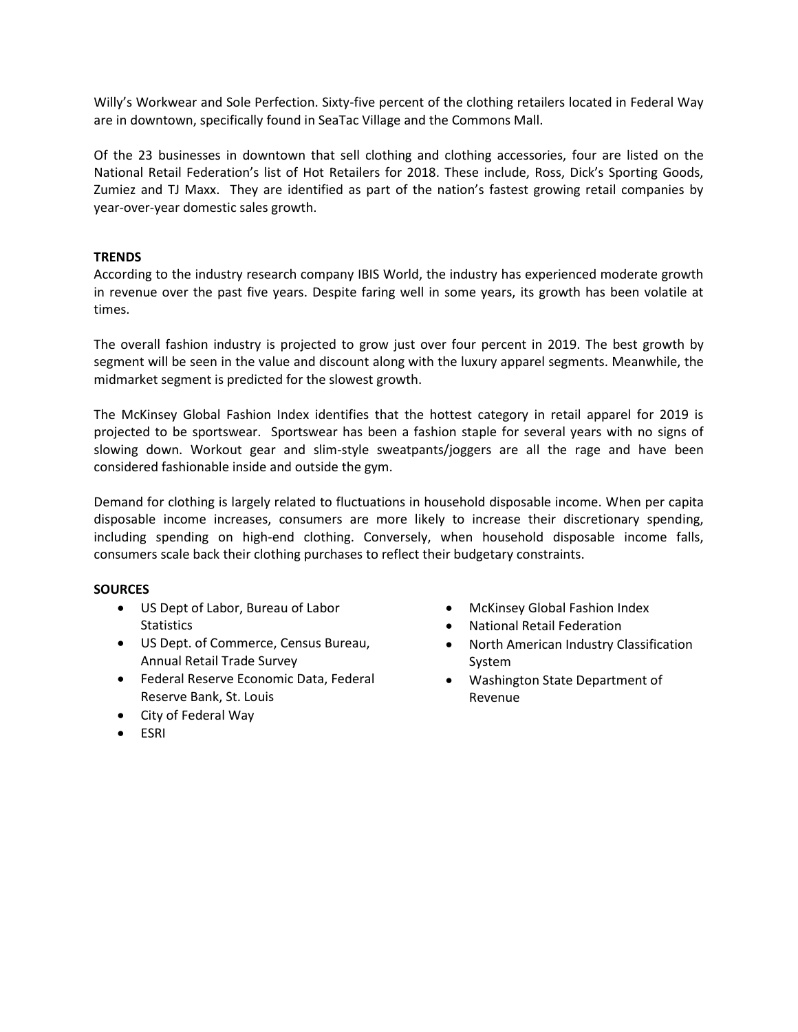Willy's Workwear and Sole Perfection. Sixty-five percent of the clothing retailers located in Federal Way are in downtown, specifically found in SeaTac Village and the Commons Mall.

Of the 23 businesses in downtown that sell clothing and clothing accessories, four are listed on the National Retail Federation's list of Hot Retailers for 2018. These include, Ross, Dick's Sporting Goods, Zumiez and TJ Maxx. They are identified as part of the nation's fastest growing retail companies by year-over-year domestic sales growth.

**TRENDS**

According to the industry research company IBIS World, the industry has experienced moderate growth in revenue over the past five years. Despite faring well in some years, its growth has been volatile at times.

The overall fashion industry is projected to grow just over four percent in 2019. The best growth by segment will be seen in the value and discount along with the luxury apparel segments. Meanwhile, the midmarket segment is predicted for the slowest growth.

The McKinsey Global Fashion Index identifies that the hottest category in retail apparel for 2019 is projected to be sportswear. Sportswear has been a fashion staple for several years with no signs of slowing down. Workout gear and slim-style sweatpants/joggers are all the rage and have been considered fashionable inside and outside the gym.

Demand for clothing is largely related to fluctuations in household disposable income. When per capita disposable income increases, consumers are more likely to increase their discretionary spending, including spending on high-end clothing. Conversely, when household disposable income falls, consumers scale back their clothing purchases to reflect their budgetary constraints.

**SOURCES**

- US Dept of Labor, Bureau of Labor Statistics
- US Dept. of Commerce, Census Bureau, Annual Retail Trade Survey
- Federal Reserve Economic Data, Federal Reserve Bank, St. Louis
- City of Federal Way
- ESRI
- McKinsey Global Fashion Index
- National Retail Federation
- North American Industry Classification System
- Washington State Department of Revenue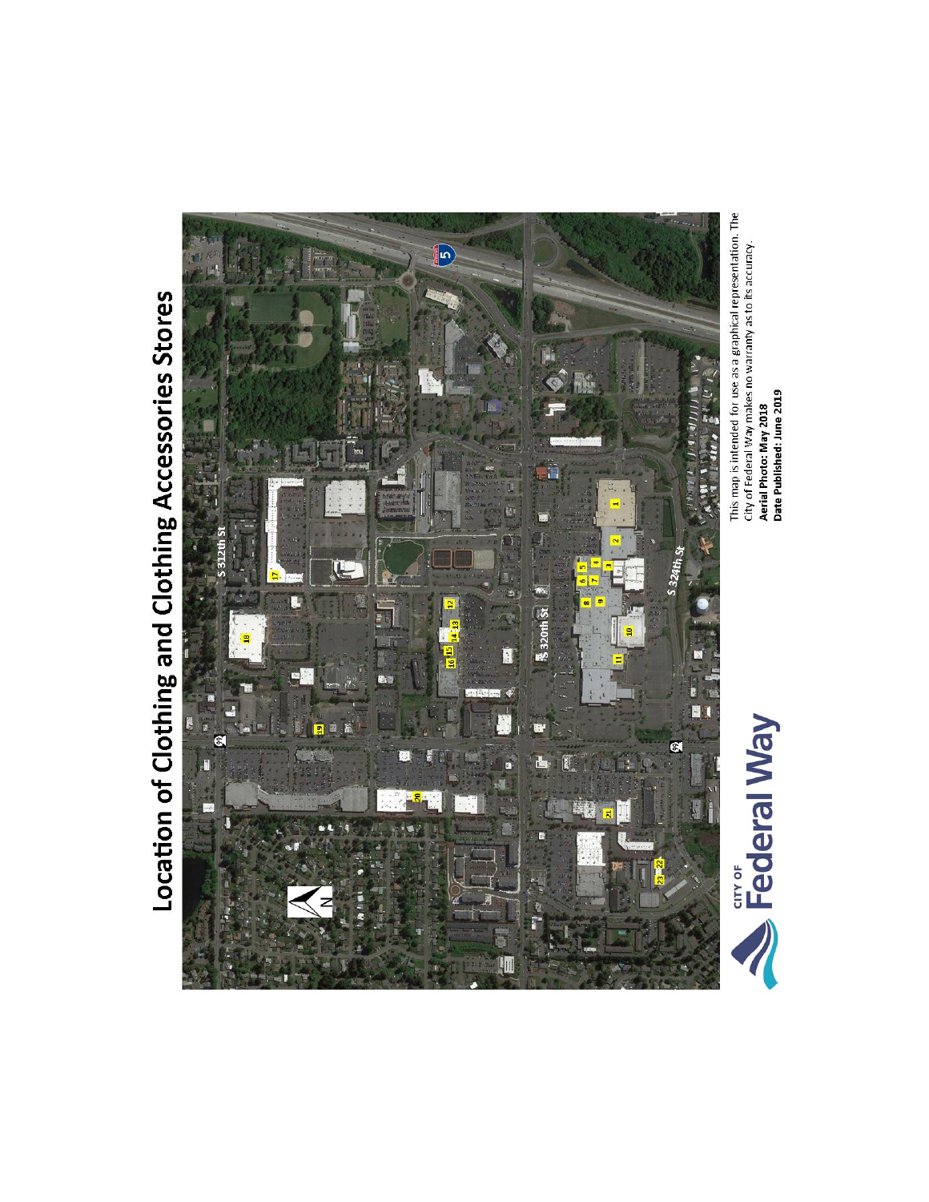# Location of Clothing and Clothing Accessories Stores

This map is intended for use as a graphical representation. The City of Federal Way makes no warranty as to its accuracy.

**Aerial Photo: May 2018**

**Date Published: June 2019**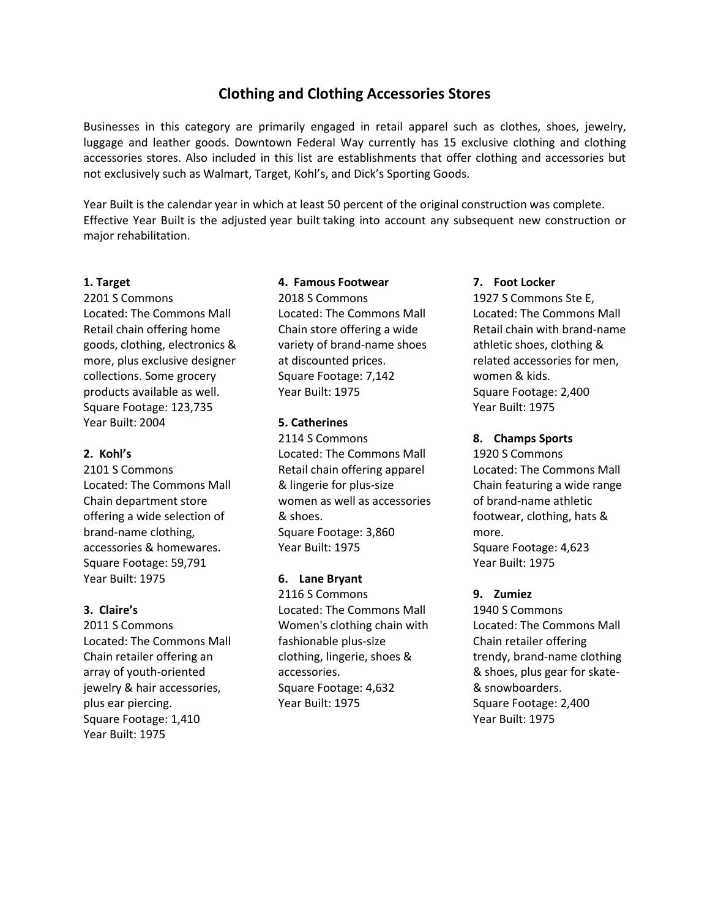# Clothing and Clothing Accessories Stores

Businesses in this category are primarily engaged in retail apparel such as clothes, shoes, jewelry, luggage and leather goods. Downtown Federal Way currently has 15 exclusive clothing and clothing accessories stores. Also included in this list are establishments that offer clothing and accessories but not exclusively such as Walmart, Target, Kohl's, and Dick's Sporting Goods.

Year Built is the calendar year in which at least 50 percent of the original construction was complete. Effective Year Built is the adjusted year built taking into account any subsequent new construction or major rehabilitation.

**1. Target**
2201 S Commons
Located: The Commons Mall
Retail chain offering home goods, clothing, electronics & more, plus exclusive designer collections. Some grocery products available as well.
Square Footage: 123,735
Year Built: 2004

**2. Kohl's**
2101 S Commons
Located: The Commons Mall
Chain department store offering a wide selection of brand-name clothing, accessories & homewares.
Square Footage: 59,791
Year Built: 1975

**3. Claire's**
2011 S Commons
Located: The Commons Mall
Chain retailer offering an array of youth-oriented jewelry & hair accessories, plus ear piercing.
Square Footage: 1,410
Year Built: 1975

**4. Famous Footwear**
2018 S Commons
Located: The Commons Mall
Chain store offering a wide variety of brand-name shoes at discounted prices.
Square Footage: 7,142
Year Built: 1975

**5. Catherines**
2114 S Commons
Located: The Commons Mall
Retail chain offering apparel & lingerie for plus-size women as well as accessories & shoes.
Square Footage: 3,860
Year Built: 1975

**6. Lane Bryant**
2116 S Commons
Located: The Commons Mall
Women's clothing chain with fashionable plus-size clothing, lingerie, shoes & accessories.
Square Footage: 4,632
Year Built: 1975

**7. Foot Locker**
1927 S Commons Ste E,
Located: The Commons Mall
Retail chain with brand-name athletic shoes, clothing & related accessories for men, women & kids.
Square Footage: 2,400
Year Built: 1975

**8. Champs Sports**
1920 S Commons
Located: The Commons Mall
Chain featuring a wide range of brand-name athletic footwear, clothing, hats & more.
Square Footage: 4,623
Year Built: 1975

**9. Zumiez**
1940 S Commons
Located: The Commons Mall
Chain retailer offering trendy, brand-name clothing & shoes, plus gear for skate- & snowboarders.
Square Footage: 2,400
Year Built: 1975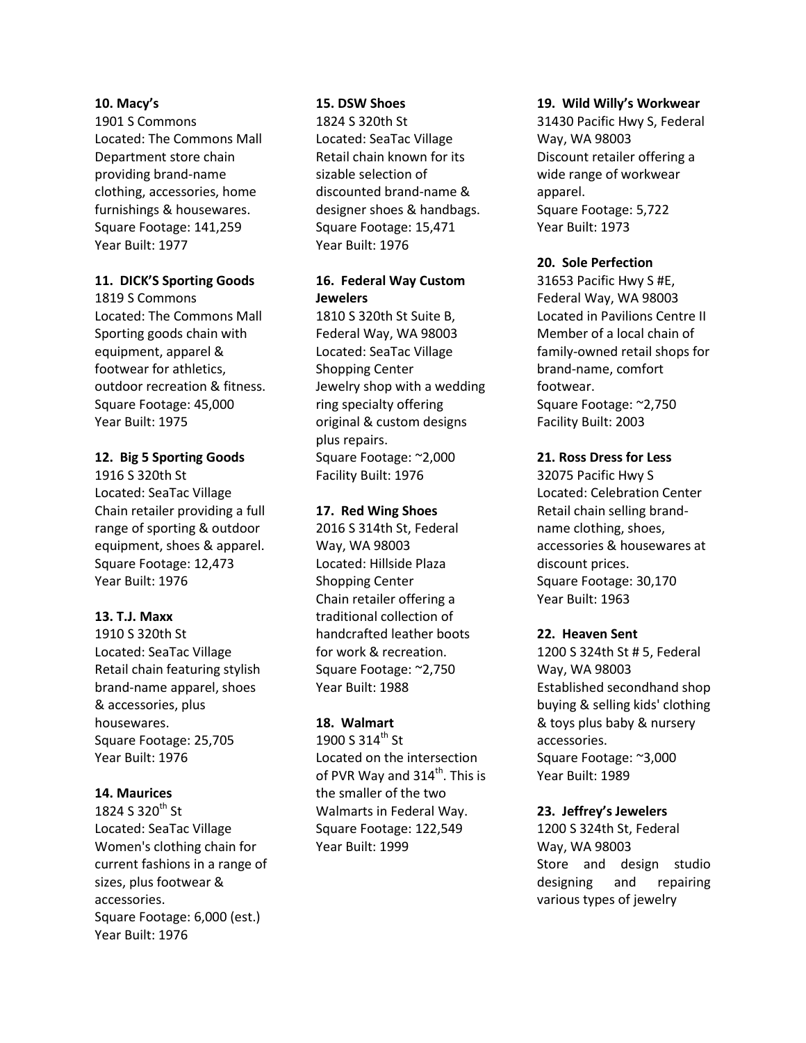**10. Macy's**
1901 S Commons
Located: The Commons Mall
Department store chain providing brand-name clothing, accessories, home furnishings & housewares.
Square Footage: 141,259
Year Built: 1977

**11. DICK'S Sporting Goods**
1819 S Commons
Located: The Commons Mall
Sporting goods chain with equipment, apparel & footwear for athletics, outdoor recreation & fitness.
Square Footage: 45,000
Year Built: 1975

**12. Big 5 Sporting Goods**
1916 S 320th St
Located: SeaTac Village
Chain retailer providing a full range of sporting & outdoor equipment, shoes & apparel.
Square Footage: 12,473
Year Built: 1976

**13. T.J. Maxx**
1910 S 320th St
Located: SeaTac Village
Retail chain featuring stylish brand-name apparel, shoes & accessories, plus housewares.
Square Footage: 25,705
Year Built: 1976

**14. Maurices**
1824 S 320th St
Located: SeaTac Village
Women's clothing chain for current fashions in a range of sizes, plus footwear & accessories.
Square Footage: 6,000 (est.)
Year Built: 1976

**15. DSW Shoes**
1824 S 320th St
Located: SeaTac Village
Retail chain known for its sizable selection of discounted brand-name & designer shoes & handbags.
Square Footage: 15,471
Year Built: 1976

**16. Federal Way Custom Jewelers**
1810 S 320th St Suite B, Federal Way, WA 98003
Located: SeaTac Village Shopping Center
Jewelry shop with a wedding ring specialty offering original & custom designs plus repairs.
Square Footage: ~2,000
Facility Built: 1976

**17. Red Wing Shoes**
2016 S 314th St, Federal Way, WA 98003
Located: Hillside Plaza Shopping Center
Chain retailer offering a traditional collection of handcrafted leather boots for work & recreation.
Square Footage: ~2,750
Year Built: 1988

**18. Walmart**
1900 S 314th St
Located on the intersection of PVR Way and 314th. This is the smaller of the two Walmarts in Federal Way.
Square Footage: 122,549
Year Built: 1999

**19. Wild Willy's Workwear**
31430 Pacific Hwy S, Federal Way, WA 98003
Discount retailer offering a wide range of workwear apparel.
Square Footage: 5,722
Year Built: 1973

**20. Sole Perfection**
31653 Pacific Hwy S #E, Federal Way, WA 98003
Located in Pavilions Centre II
Member of a local chain of family-owned retail shops for brand-name, comfort footwear.
Square Footage: ~2,750
Facility Built: 2003

**21. Ross Dress for Less**
32075 Pacific Hwy S
Located: Celebration Center
Retail chain selling brand-name clothing, shoes, accessories & housewares at discount prices.
Square Footage: 30,170
Year Built: 1963

**22. Heaven Sent**
1200 S 324th St # 5, Federal Way, WA 98003
Established secondhand shop buying & selling kids' clothing & toys plus baby & nursery accessories.
Square Footage: ~3,000
Year Built: 1989

**23. Jeffrey's Jewelers**
1200 S 324th St, Federal Way, WA 98003
Store and design studio designing and repairing various types of jewelry